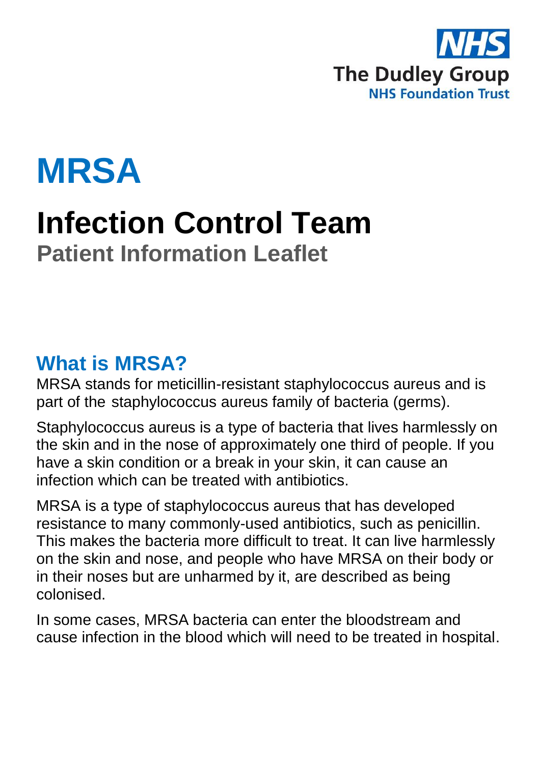NHS

The Dudley Group
NHS Foundation Trust

# MRSA

# Infection Control Team

## Patient Information Leaflet

## What is MRSA?

MRSA stands for meticillin-resistant staphylococcus aureus and is part of the staphylococcus aureus family of bacteria (germs).

Staphylococcus aureus is a type of bacteria that lives harmlessly on the skin and in the nose of approximately one third of people. If you have a skin condition or a break in your skin, it can cause an infection which can be treated with antibiotics.

MRSA is a type of staphylococcus aureus that has developed resistance to many commonly-used antibiotics, such as penicillin. This makes the bacteria more difficult to treat. It can live harmlessly on the skin and nose, and people who have MRSA on their body or in their noses but are unharmed by it, are described as being colonised.

In some cases, MRSA bacteria can enter the bloodstream and cause infection in the blood which will need to be treated in hospital.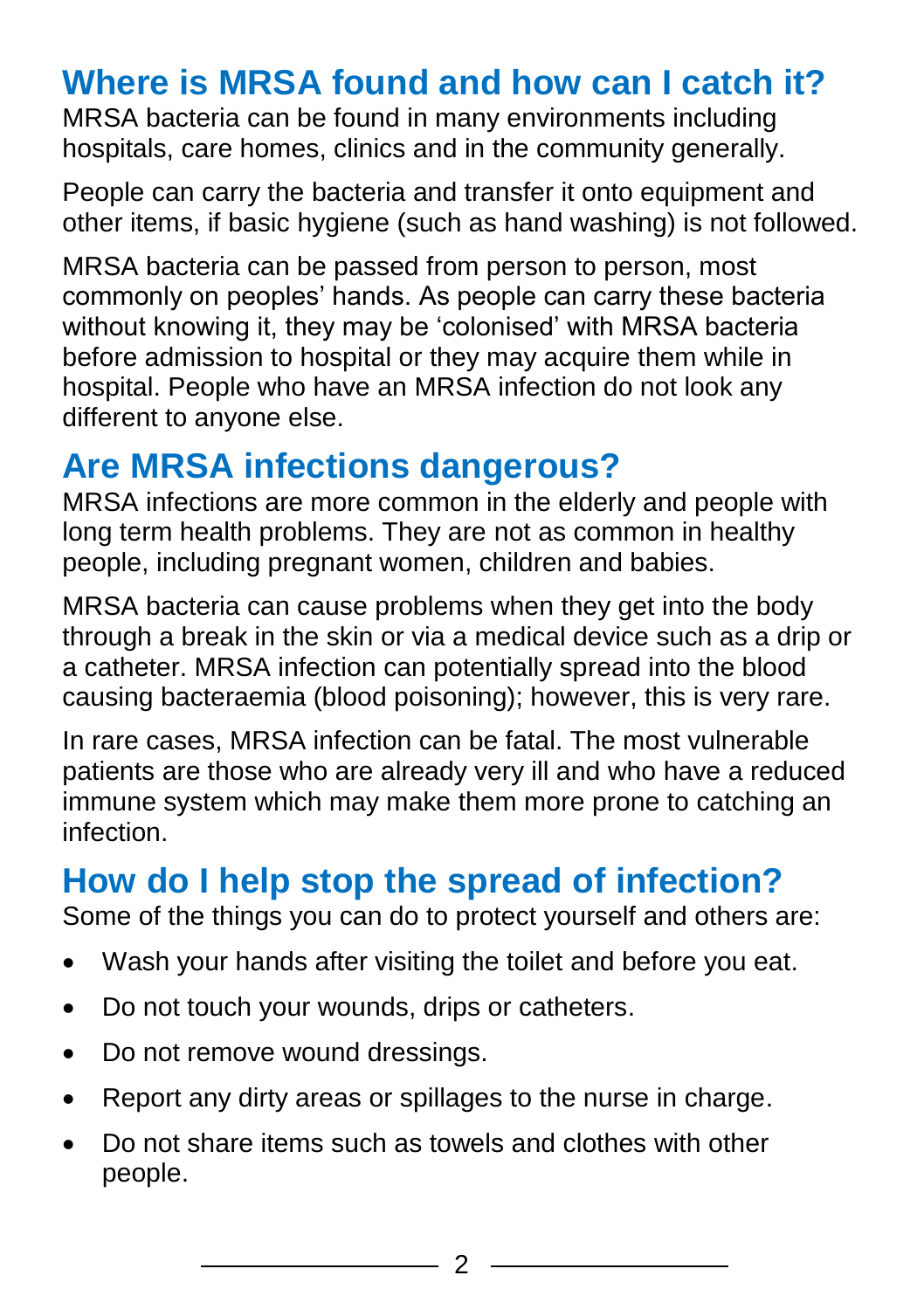## Where is MRSA found and how can I catch it?

MRSA bacteria can be found in many environments including hospitals, care homes, clinics and in the community generally.

People can carry the bacteria and transfer it onto equipment and other items, if basic hygiene (such as hand washing) is not followed.

MRSA bacteria can be passed from person to person, most commonly on peoples' hands. As people can carry these bacteria without knowing it, they may be 'colonised' with MRSA bacteria before admission to hospital or they may acquire them while in hospital. People who have an MRSA infection do not look any different to anyone else.

## Are MRSA infections dangerous?

MRSA infections are more common in the elderly and people with long term health problems. They are not as common in healthy people, including pregnant women, children and babies.

MRSA bacteria can cause problems when they get into the body through a break in the skin or via a medical device such as a drip or a catheter. MRSA infection can potentially spread into the blood causing bacteraemia (blood poisoning); however, this is very rare.

In rare cases, MRSA infection can be fatal. The most vulnerable patients are those who are already very ill and who have a reduced immune system which may make them more prone to catching an infection.

## How do I help stop the spread of infection?

Some of the things you can do to protect yourself and others are:

- Wash your hands after visiting the toilet and before you eat.
- Do not touch your wounds, drips or catheters.
- Do not remove wound dressings.
- Report any dirty areas or spillages to the nurse in charge.
- Do not share items such as towels and clothes with other people.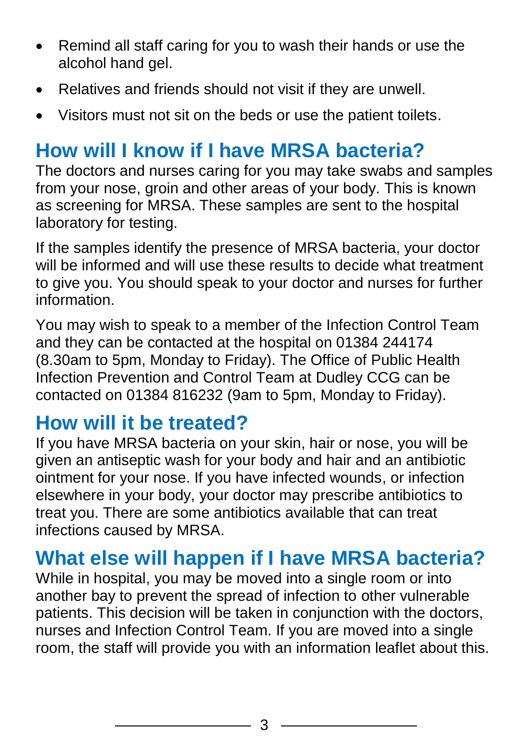- Remind all staff caring for you to wash their hands or use the alcohol hand gel.
- Relatives and friends should not visit if they are unwell.
- Visitors must not sit on the beds or use the patient toilets.

## How will I know if I have MRSA bacteria?

The doctors and nurses caring for you may take swabs and samples from your nose, groin and other areas of your body. This is known as screening for MRSA. These samples are sent to the hospital laboratory for testing.

If the samples identify the presence of MRSA bacteria, your doctor will be informed and will use these results to decide what treatment to give you. You should speak to your doctor and nurses for further information.

You may wish to speak to a member of the Infection Control Team and they can be contacted at the hospital on 01384 244174 (8.30am to 5pm, Monday to Friday). The Office of Public Health Infection Prevention and Control Team at Dudley CCG can be contacted on 01384 816232 (9am to 5pm, Monday to Friday).

## How will it be treated?

If you have MRSA bacteria on your skin, hair or nose, you will be given an antiseptic wash for your body and hair and an antibiotic ointment for your nose. If you have infected wounds, or infection elsewhere in your body, your doctor may prescribe antibiotics to treat you. There are some antibiotics available that can treat infections caused by MRSA.

## What else will happen if I have MRSA bacteria?

While in hospital, you may be moved into a single room or into another bay to prevent the spread of infection to other vulnerable patients. This decision will be taken in conjunction with the doctors, nurses and Infection Control Team. If you are moved into a single room, the staff will provide you with an information leaflet about this.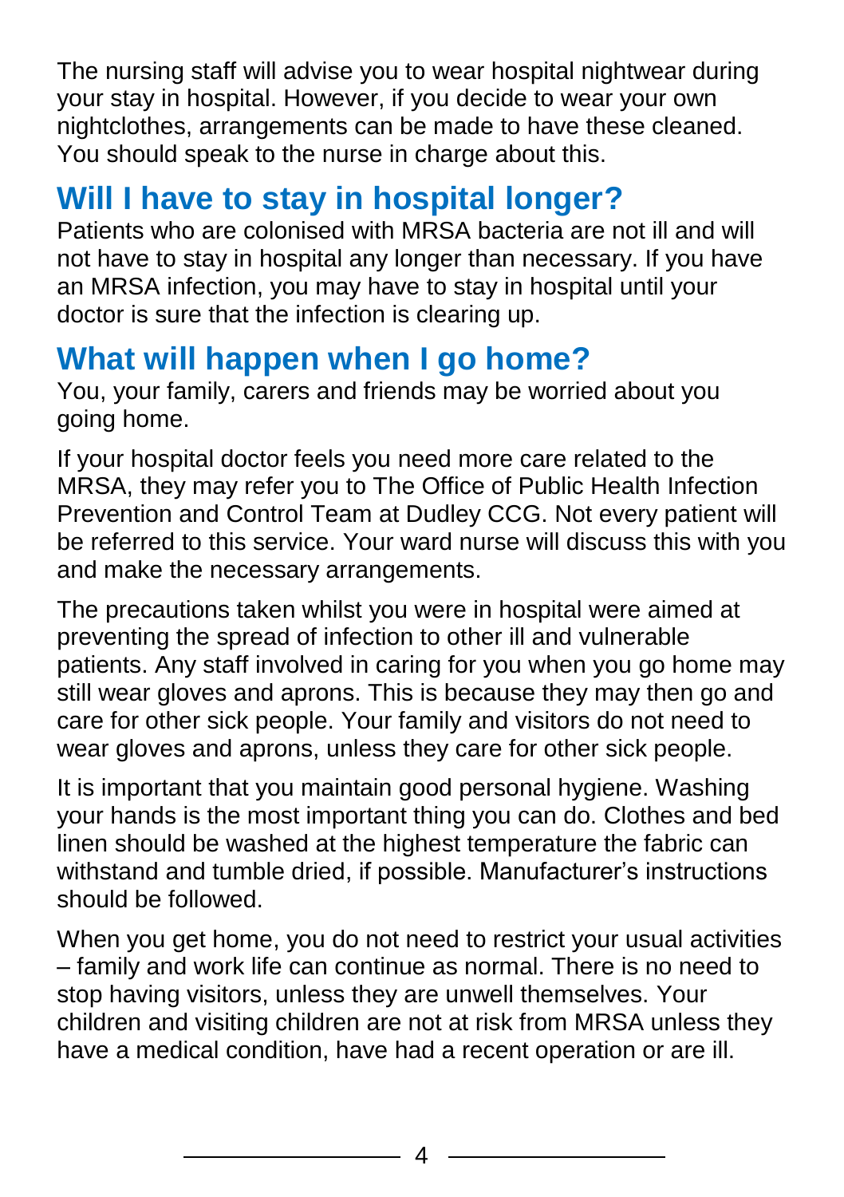The nursing staff will advise you to wear hospital nightwear during your stay in hospital. However, if you decide to wear your own nightclothes, arrangements can be made to have these cleaned. You should speak to the nurse in charge about this.

## Will I have to stay in hospital longer?

Patients who are colonised with MRSA bacteria are not ill and will not have to stay in hospital any longer than necessary. If you have an MRSA infection, you may have to stay in hospital until your doctor is sure that the infection is clearing up.

## What will happen when I go home?

You, your family, carers and friends may be worried about you going home.

If your hospital doctor feels you need more care related to the MRSA, they may refer you to The Office of Public Health Infection Prevention and Control Team at Dudley CCG. Not every patient will be referred to this service. Your ward nurse will discuss this with you and make the necessary arrangements.

The precautions taken whilst you were in hospital were aimed at preventing the spread of infection to other ill and vulnerable patients. Any staff involved in caring for you when you go home may still wear gloves and aprons. This is because they may then go and care for other sick people. Your family and visitors do not need to wear gloves and aprons, unless they care for other sick people.

It is important that you maintain good personal hygiene. Washing your hands is the most important thing you can do. Clothes and bed linen should be washed at the highest temperature the fabric can withstand and tumble dried, if possible. Manufacturer's instructions should be followed.

When you get home, you do not need to restrict your usual activities – family and work life can continue as normal. There is no need to stop having visitors, unless they are unwell themselves. Your children and visiting children are not at risk from MRSA unless they have a medical condition, have had a recent operation or are ill.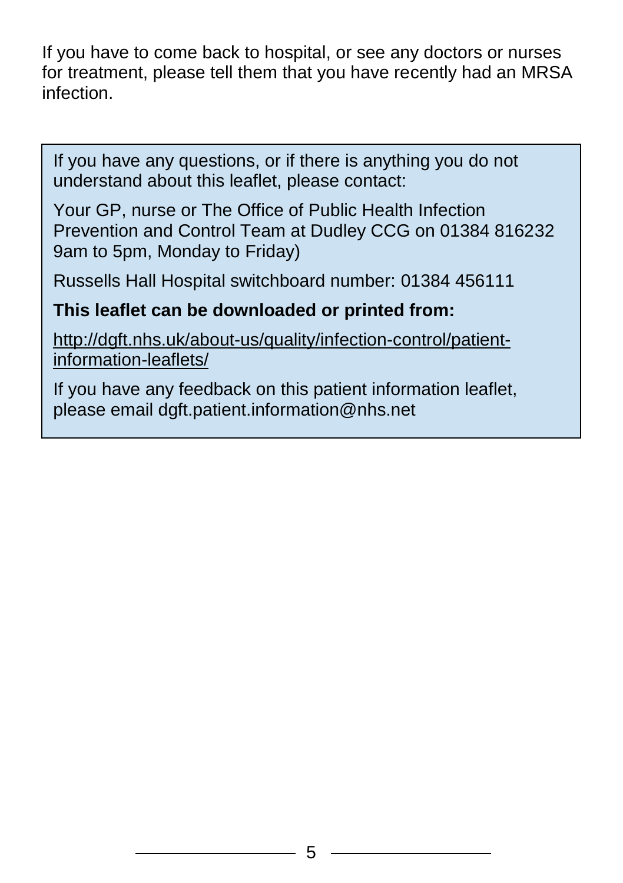If you have to come back to hospital, or see any doctors or nurses for treatment, please tell them that you have recently had an MRSA infection.

If you have any questions, or if there is anything you do not understand about this leaflet, please contact:

Your GP, nurse or The Office of Public Health Infection Prevention and Control Team at Dudley CCG on 01384 816232 9am to 5pm, Monday to Friday)

Russells Hall Hospital switchboard number: 01384 456111

**This leaflet can be downloaded or printed from:**

http://dgft.nhs.uk/about-us/quality/infection-control/patient-information-leaflets/

If you have any feedback on this patient information leaflet, please email dgft.patient.information@nhs.net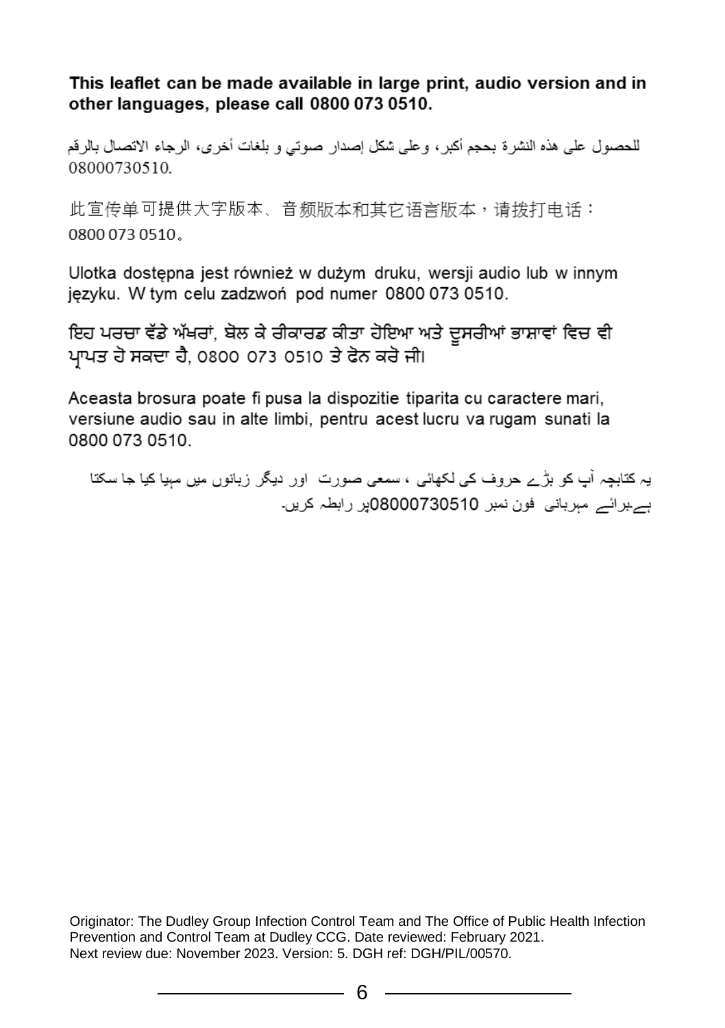**This leaflet can be made available in large print, audio version and in other languages, please call 0800 073 0510.**

للحصول على هذه النشرة بحجم أكبر، وعلى شكل إصدار صوتي و بلغات أخرى، الرجاء الاتصال بالرقم 08000730510.

此宣传单可提供大字版本、音频版本和其它语言版本，请拨打电话：0800 073 0510。

Ulotka dostępna jest również w dużym druku, wersji audio lub w innym języku. W tym celu zadzwoń pod numer 0800 073 0510.

ਇਹ ਪਰਚਾ ਵੱਡੇ ਅੱਖਰਾਂ, ਬੋਲ ਕੇ ਰੀਕਾਰਡ ਕੀਤਾ ਹੋਇਆ ਅਤੇ ਦੂਸਰੀਆਂ ਭਾਸ਼ਾਵਾਂ ਵਿਚ ਵੀ ਪ੍ਰਾਪਤ ਹੋ ਸਕਦਾ ਹੈ, 0800 073 0510 ਤੇ ਫੋਨ ਕਰੋ ਜੀ।

Aceasta brosura poate fi pusa la dispozitie tiparita cu caractere mari, versiune audio sau in alte limbi, pentru acest lucru va rugam sunati la 0800 073 0510.

یہ کتابچہ آپ کو بڑے حروف کی لکھائی ، سمعی صورت اور دیگر زبانوں میں مہیا کیا جا سکتا ہے۔برائے مہربانی فون نمبر 08000730510پر رابطہ کریں۔

Originator: The Dudley Group Infection Control Team and The Office of Public Health Infection Prevention and Control Team at Dudley CCG. Date reviewed: February 2021. Next review due: November 2023. Version: 5. DGH ref: DGH/PIL/00570.